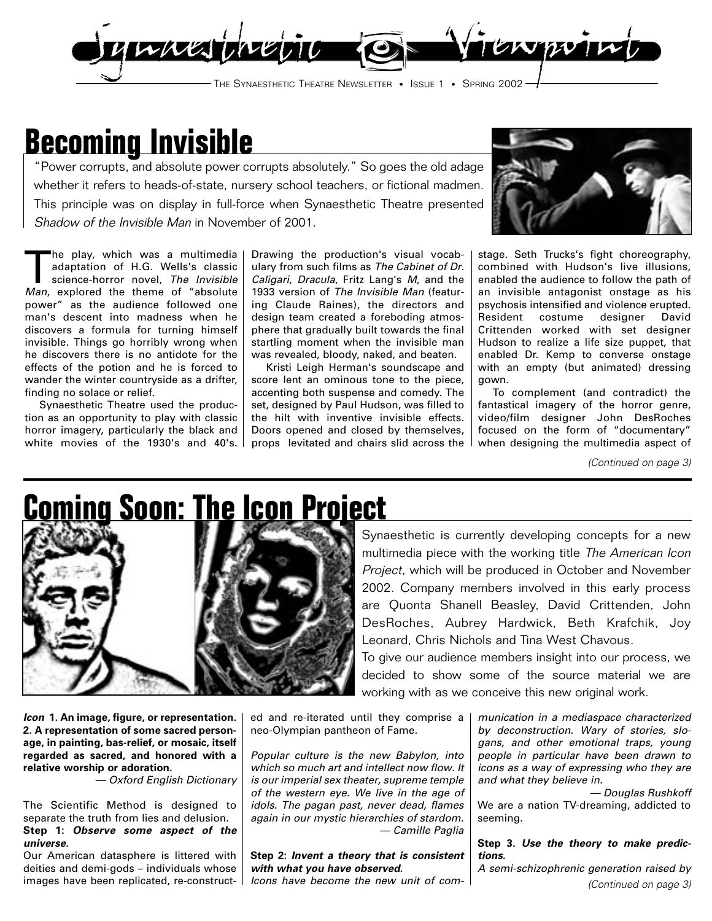# Synaesthetic Viewpoint

THE SYNAESTHETIC THEATRE NEWSLETTER • ISSUE 1 • SPRING 2002

## Becoming Invisible

"Power corrupts, and absolute power corrupts absolutely." So goes the old adage whether it refers to heads-of-state, nursery school teachers, or fictional madmen. This principle was on display in full-force when Synaesthetic Theatre presented *Shadow of the Invisible Man* in November of 2001.

The play, which was a multimedia adaptation of H.G. Wells's classic science-horror novel, *The Invisible Man*, explored the theme of "absolute power" as the audience followed one man's descent into madness when he discovers a formula for turning himself invisible. Things go horribly wrong when he discovers there is no antidote for the effects of the potion and he is forced to wander the winter countryside as a drifter, finding no solace or relief.

Synaesthetic Theatre used the production as an opportunity to play with classic horror imagery, particularly the black and white movies of the 1930's and 40's. Drawing the production's visual vocabulary from such films as *The Cabinet of Dr. Caligari*, *Dracula*, Fritz Lang's *M*, and the 1933 version of *The Invisible Man* (featuring Claude Raines), the directors and design team created a foreboding atmosphere that gradually built towards the final startling moment when the invisible man was revealed, bloody, naked, and beaten.

Kristi Leigh Herman's soundscape and score lent an ominous tone to the piece, accenting both suspense and comedy. The set, designed by Paul Hudson, was filled to the hilt with inventive invisible effects. Doors opened and closed by themselves, props levitated and chairs slid across the stage. Seth Trucks's fight choreography, combined with Hudson's live illusions, enabled the audience to follow the path of an invisible antagonist onstage as his psychosis intensified and violence erupted. Resident costume designer David Crittenden worked with set designer Hudson to realize a life size puppet, that enabled Dr. Kemp to converse onstage with an empty (but animated) dressing gown.

To complement (and contradict) the fantastical imagery of the horror genre, video/film designer John DesRoches focused on the form of "documentary" when designing the multimedia aspect of

*(Continued on page 3)*

## Coming Soon: The Icon Project

Synaesthetic is currently developing concepts for a new multimedia piece with the working title *The American Icon Project*, which will be produced in October and November 2002. Company members involved in this early process are Quonta Shanell Beasley, David Crittenden, John DesRoches, Aubrey Hardwick, Beth Krafchik, Joy Leonard, Chris Nichols and Tina West Chavous.

To give our audience members insight into our process, we decided to show some of the source material we are working with as we conceive this new original work.

***Icon*** **1. An image, figure, or representation. 2. A representation of some sacred personage, in painting, bas-relief, or mosaic, itself regarded as sacred, and honored with a relative worship or adoration.**

*— Oxford English Dictionary*

The Scientific Method is designed to separate the truth from lies and delusion.

**Step 1:** ***Observe some aspect of the universe.***

Our American datasphere is littered with deities and demi-gods – individuals whose images have been replicated, re-constructed and re-iterated until they comprise a neo-Olympian pantheon of Fame.

*Popular culture is the new Babylon, into which so much art and intellect now flow. It is our imperial sex theater, supreme temple of the western eye. We live in the age of idols. The pagan past, never dead, flames again in our mystic hierarchies of stardom.*

*— Camille Paglia*

**Step 2:** ***Invent a theory that is consistent with what you have observed.***

*Icons have become the new unit of communication in a mediaspace characterized by deconstruction. Wary of stories, slogans, and other emotional traps, young people in particular have been drawn to icons as a way of expressing who they are and what they believe in.*

*— Douglas Rushkoff*

We are a nation TV-dreaming, addicted to seeming.

**Step 3.** ***Use the theory to make predictions.***

*A semi-schizophrenic generation raised by*

*(Continued on page 3)*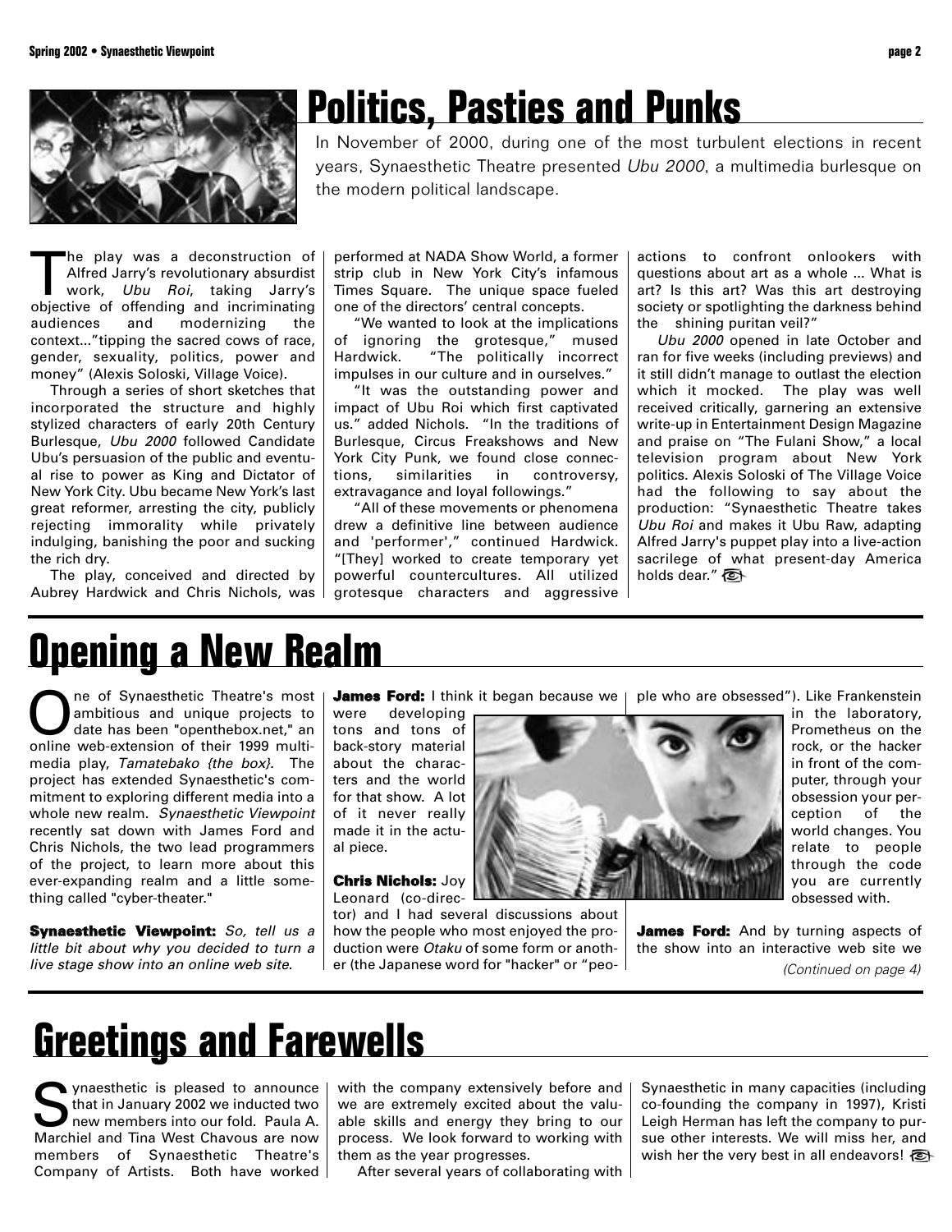# Politics, Pasties and Punks

In November of 2000, during one of the most turbulent elections in recent years, Synaesthetic Theatre presented *Ubu 2000*, a multimedia burlesque on the modern political landscape.

The play was a deconstruction of Alfred Jarry's revolutionary absurdist work, *Ubu Roi*, taking Jarry's objective of offending and incriminating audiences and modernizing the context..."tipping the sacred cows of race, gender, sexuality, politics, power and money" (Alexis Soloski, Village Voice).

Through a series of short sketches that incorporated the structure and highly stylized characters of early 20th Century Burlesque, *Ubu 2000* followed Candidate Ubu's persuasion of the public and eventual rise to power as King and Dictator of New York City. Ubu became New York's last great reformer, arresting the city, publicly rejecting immorality while privately indulging, banishing the poor and sucking the rich dry.

The play, conceived and directed by Aubrey Hardwick and Chris Nichols, was performed at NADA Show World, a former strip club in New York City's infamous Times Square. The unique space fueled one of the directors' central concepts.

"We wanted to look at the implications of ignoring the grotesque," mused Hardwick. "The politically incorrect impulses in our culture and in ourselves."

"It was the outstanding power and impact of Ubu Roi which first captivated us." added Nichols. "In the traditions of Burlesque, Circus Freakshows and New York City Punk, we found close connections, similarities in controversy, extravagance and loyal followings."

"All of these movements or phenomena drew a definitive line between audience and 'performer'," continued Hardwick. "[They] worked to create temporary yet powerful countercultures. All utilized grotesque characters and aggressive actions to confront onlookers with questions about art as a whole ... What is art? Is this art? Was this art destroying society or spotlighting the darkness behind the shining puritan veil?"

*Ubu 2000* opened in late October and ran for five weeks (including previews) and it still didn't manage to outlast the election which it mocked. The play was well received critically, garnering an extensive write-up in Entertainment Design Magazine and praise on "The Fulani Show," a local television program about New York politics. Alexis Soloski of The Village Voice had the following to say about the production: "Synaesthetic Theatre takes *Ubu Roi* and makes it Ubu Raw, adapting Alfred Jarry's puppet play into a live-action sacrilege of what present-day America holds dear."

# Opening a New Realm

One of Synaesthetic Theatre's most ambitious and unique projects to date has been "openthebox.net," an online web-extension of their 1999 multimedia play, *Tamatebako {the box}*. The project has extended Synaesthetic's commitment to exploring different media into a whole new realm. *Synaesthetic Viewpoint* recently sat down with James Ford and Chris Nichols, the two lead programmers of the project, to learn more about this ever-expanding realm and a little something called "cyber-theater."

**Synaesthetic Viewpoint:** *So, tell us a little bit about why you decided to turn a live stage show into an online web site.*

**James Ford:** I think it began because we were developing tons and tons of back-story material about the characters and the world for that show. A lot of it never really made it in the actual piece.

**Chris Nichols:** Joy Leonard (co-director) and I had several discussions about how the people who most enjoyed the production were *Otaku* of some form or another (the Japanese word for "hacker" or "people who are obsessed"). Like Frankenstein in the laboratory, Prometheus on the rock, or the hacker in front of the computer, through your obsession your perception of the world changes. You relate to people through the code you are currently obsessed with.

**James Ford:** And by turning aspects of the show into an interactive web site we

*(Continued on page 4)*

# Greetings and Farewells

Synaesthetic is pleased to announce that in January 2002 we inducted two new members into our fold. Paula A. Marchiel and Tina West Chavous are now members of Synaesthetic Theatre's Company of Artists. Both have worked with the company extensively before and we are extremely excited about the valuable skills and energy they bring to our process. We look forward to working with them as the year progresses.

After several years of collaborating with Synaesthetic in many capacities (including co-founding the company in 1997), Kristi Leigh Herman has left the company to pursue other interests. We will miss her, and wish her the very best in all endeavors!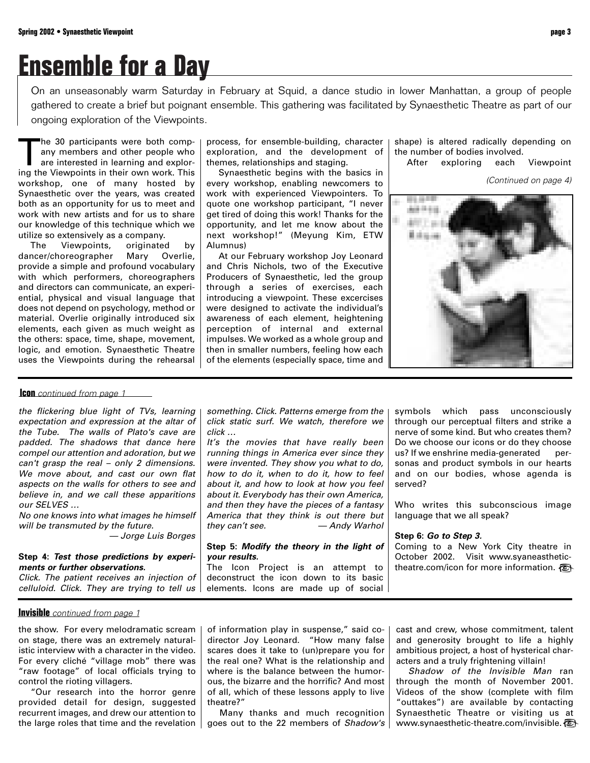# Ensemble for a Day

On an unseasonably warm Saturday in February at Squid, a dance studio in lower Manhattan, a group of people gathered to create a brief but poignant ensemble. This gathering was facilitated by Synaesthetic Theatre as part of our ongoing exploration of the Viewpoints.

The 30 participants were both company members and other people who are interested in learning and exploring the Viewpoints in their own work. This workshop, one of many hosted by Synaesthetic over the years, was created both as an opportunity for us to meet and work with new artists and for us to share our knowledge of this technique which we utilize so extensively as a company.

The Viewpoints, originated by dancer/choreographer Mary Overlie, provide a simple and profound vocabulary with which performers, choreographers and directors can communicate, an experiential, physical and visual language that does not depend on psychology, method or material. Overlie originally introduced six elements, each given as much weight as the others: space, time, shape, movement, logic, and emotion. Synaesthetic Theatre uses the Viewpoints during the rehearsal process, for ensemble-building, character exploration, and the development of themes, relationships and staging.

Synaesthetic begins with the basics in every workshop, enabling newcomers to work with experienced Viewpointers. To quote one workshop participant, "I never get tired of doing this work! Thanks for the opportunity, and let me know about the next workshop!" (Meyung Kim, ETW Alumnus)

At our February workshop Joy Leonard and Chris Nichols, two of the Executive Producers of Synaesthetic, led the group through a series of exercises, each introducing a viewpoint. These excercises were designed to activate the individual's awareness of each element, heightening perception of internal and external impulses. We worked as a whole group and then in smaller numbers, feeling how each of the elements (especially space, time and shape) is altered radically depending on the number of bodies involved.

After exploring each Viewpoint

*(Continued on page 4)*

---

**Icon** *continued from page 1*

*the flickering blue light of TVs, learning expectation and expression at the altar of the Tube. The walls of Plato's cave are padded. The shadows that dance here compel our attention and adoration, but we can't grasp the real – only 2 dimensions. We move about, and cast our own flat aspects on the walls for others to see and believe in, and we call these apparitions our SELVES …*

*No one knows into what images he himself will be transmuted by the future.*

— Jorge Luis Borges

**Step 4: *Test those predictions by experiments or further observations.***

*Click. The patient receives an injection of celluloid. Click. They are trying to tell us something. Click. Patterns emerge from the click static surf. We watch, therefore we click …*

*It's the movies that have really been running things in America ever since they were invented. They show you what to do, how to do it, when to do it, how to feel about it, and how to look at how you feel about it. Everybody has their own America, and then they have the pieces of a fantasy America that they think is out there but they can't see.*

— Andy Warhol

**Step 5: *Modify the theory in the light of your results.***

The Icon Project is an attempt to deconstruct the icon down to its basic elements. Icons are made up of social symbols which pass unconsciously through our perceptual filters and strike a nerve of some kind. But who creates them? Do we choose our icons or do they choose us? If we enshrine media-generated personas and product symbols in our hearts and on our bodies, whose agenda is served?

Who writes this subconscious image language that we all speak?

**Step 6: *Go to Step 3.***

Coming to a New York City theatre in October 2002. Visit www.syaneasthetic-theatre.com/icon for more information.

---

**Invisible** *continued from page 1*

the show. For every melodramatic scream on stage, there was an extremely naturalistic interview with a character in the video. For every cliché "village mob" there was "raw footage" of local officials trying to control the rioting villagers.

"Our research into the horror genre provided detail for design, suggested recurrent images, and drew our attention to the large roles that time and the revelation of information play in suspense," said co-director Joy Leonard. "How many false scares does it take to (un)prepare you for the real one? What is the relationship and where is the balance between the humorous, the bizarre and the horrific? And most of all, which of these lessons apply to live theatre?"

Many thanks and much recognition goes out to the 22 members of *Shadow's* cast and crew, whose commitment, talent and generosity brought to life a highly ambitious project, a host of hysterical characters and a truly frightening villain!

*Shadow of the Invisible Man* ran through the month of November 2001. Videos of the show (complete with film "outtakes") are available by contacting Synaesthetic Theatre or visiting us at www.synaesthetic-theatre.com/invisible.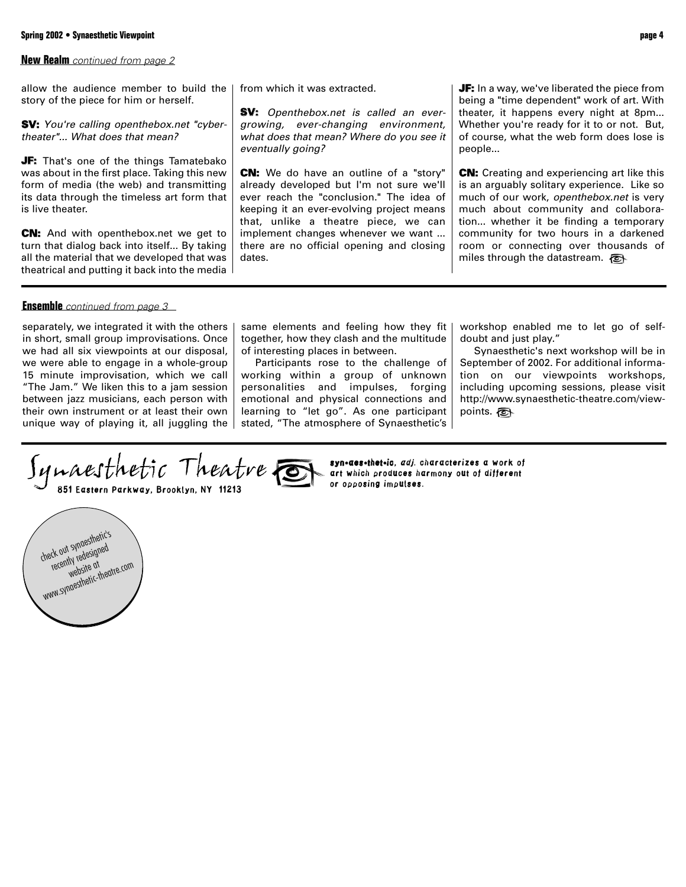**New Realm** *continued from page 2*

allow the audience member to build the story of the piece for him or herself.

**SV:** *You're calling openthebox.net "cyber-theater"... What does that mean?*

**JF:** That's one of the things Tamatebako was about in the first place. Taking this new form of media (the web) and transmitting its data through the timeless art form that is live theater.

**CN:** And with openthebox.net we get to turn that dialog back into itself... By taking all the material that we developed that was theatrical and putting it back into the media from which it was extracted.

**SV:** *Openthebox.net is called an ever-growing, ever-changing environment, what does that mean? Where do you see it eventually going?*

**CN:** We do have an outline of a "story" already developed but I'm not sure we'll ever reach the "conclusion." The idea of keeping it an ever-evolving project means that, unlike a theatre piece, we can implement changes whenever we want ... there are no official opening and closing dates.

**JF:** In a way, we've liberated the piece from being a "time dependent" work of art. With theater, it happens every night at 8pm... Whether you're ready for it to or not. But, of course, what the web form does lose is people...

**CN:** Creating and experiencing art like this is an arguably solitary experience. Like so much of our work, *openthebox.net* is very much about community and collaboration... whether it be finding a temporary community for two hours in a darkened room or connecting over thousands of miles through the datastream.

---

**Ensemble** *continued from page 3*

separately, we integrated it with the others in short, small group improvisations. Once we had all six viewpoints at our disposal, we were able to engage in a whole-group 15 minute improvisation, which we call "The Jam." We liken this to a jam session between jazz musicians, each person with their own instrument or at least their own unique way of playing it, all juggling the same elements and feeling how they fit together, how they clash and the multitude of interesting places in between.

Participants rose to the challenge of working within a group of unknown personalities and impulses, forging emotional and physical connections and learning to "let go". As one participant stated, "The atmosphere of Synaesthetic's workshop enabled me to let go of self-doubt and just play."

Synaesthetic's next workshop will be in September of 2002. For additional information on our viewpoints workshops, including upcoming sessions, please visit http://www.synaesthetic-theatre.com/viewpoints.

---

Synaesthetic Theatre
851 Eastern Parkway, Brooklyn, NY 11213

**syn•aes•thet•ic**, *adj.* characterizes a work of art which produces harmony out of different or opposing impulses.

check out synaesthetic's recently redesigned website at www.synaesthetic-theatre.com